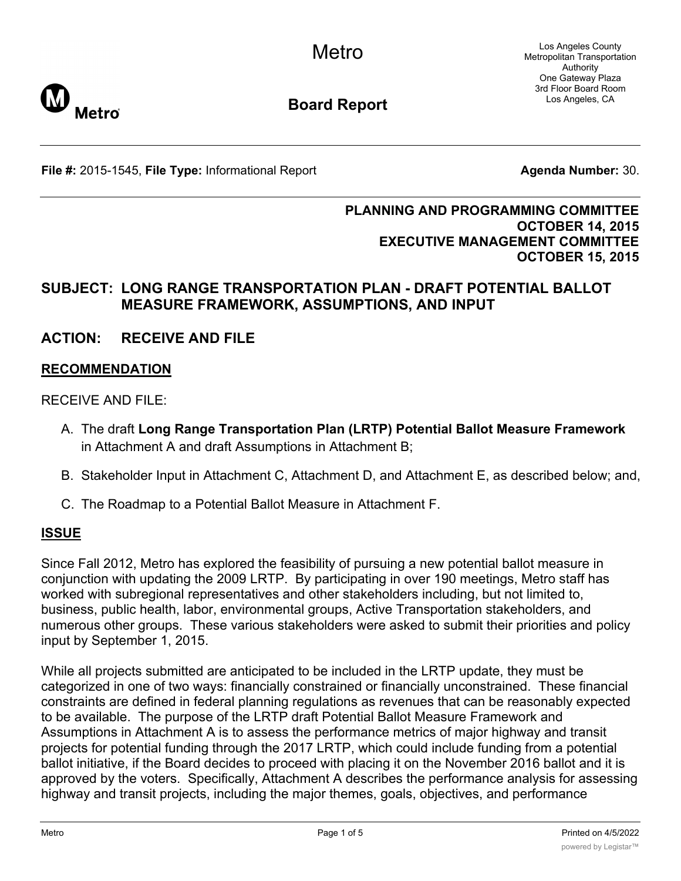# Metro

## Board Report

Los Angeles County Metropolitan Transportation Authority
One Gateway Plaza
3rd Floor Board Room
Los Angeles, CA

**File #:** 2015-1545, **File Type:** Informational Report **Agenda Number:** 30.

**PLANNING AND PROGRAMMING COMMITTEE**
**OCTOBER 14, 2015**
**EXECUTIVE MANAGEMENT COMMITTEE**
**OCTOBER 15, 2015**

## SUBJECT: LONG RANGE TRANSPORTATION PLAN - DRAFT POTENTIAL BALLOT MEASURE FRAMEWORK, ASSUMPTIONS, AND INPUT

## ACTION: RECEIVE AND FILE

## RECOMMENDATION

RECEIVE AND FILE:

A. The draft **Long Range Transportation Plan (LRTP) Potential Ballot Measure Framework** in Attachment A and draft Assumptions in Attachment B;

B. Stakeholder Input in Attachment C, Attachment D, and Attachment E, as described below; and,

C. The Roadmap to a Potential Ballot Measure in Attachment F.

## ISSUE

Since Fall 2012, Metro has explored the feasibility of pursuing a new potential ballot measure in conjunction with updating the 2009 LRTP. By participating in over 190 meetings, Metro staff has worked with subregional representatives and other stakeholders including, but not limited to, business, public health, labor, environmental groups, Active Transportation stakeholders, and numerous other groups. These various stakeholders were asked to submit their priorities and policy input by September 1, 2015.

While all projects submitted are anticipated to be included in the LRTP update, they must be categorized in one of two ways: financially constrained or financially unconstrained. These financial constraints are defined in federal planning regulations as revenues that can be reasonably expected to be available. The purpose of the LRTP draft Potential Ballot Measure Framework and Assumptions in Attachment A is to assess the performance metrics of major highway and transit projects for potential funding through the 2017 LRTP, which could include funding from a potential ballot initiative, if the Board decides to proceed with placing it on the November 2016 ballot and it is approved by the voters. Specifically, Attachment A describes the performance analysis for assessing highway and transit projects, including the major themes, goals, objectives, and performance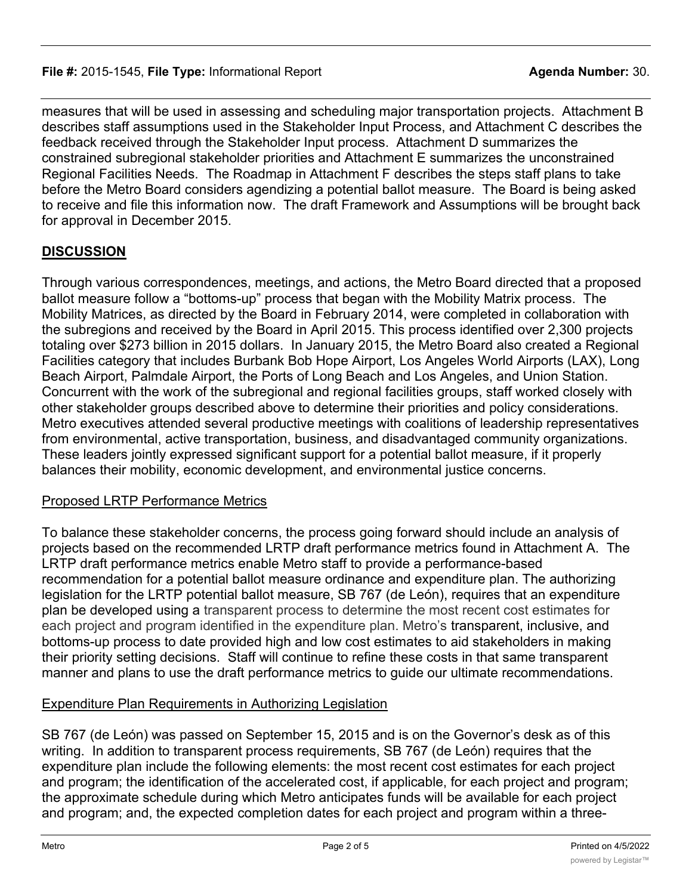measures that will be used in assessing and scheduling major transportation projects. Attachment B describes staff assumptions used in the Stakeholder Input Process, and Attachment C describes the feedback received through the Stakeholder Input process. Attachment D summarizes the constrained subregional stakeholder priorities and Attachment E summarizes the unconstrained Regional Facilities Needs. The Roadmap in Attachment F describes the steps staff plans to take before the Metro Board considers agendizing a potential ballot measure. The Board is being asked to receive and file this information now. The draft Framework and Assumptions will be brought back for approval in December 2015.

## DISCUSSION

Through various correspondences, meetings, and actions, the Metro Board directed that a proposed ballot measure follow a "bottoms-up" process that began with the Mobility Matrix process. The Mobility Matrices, as directed by the Board in February 2014, were completed in collaboration with the subregions and received by the Board in April 2015. This process identified over 2,300 projects totaling over $273 billion in 2015 dollars. In January 2015, the Metro Board also created a Regional Facilities category that includes Burbank Bob Hope Airport, Los Angeles World Airports (LAX), Long Beach Airport, Palmdale Airport, the Ports of Long Beach and Los Angeles, and Union Station. Concurrent with the work of the subregional and regional facilities groups, staff worked closely with other stakeholder groups described above to determine their priorities and policy considerations. Metro executives attended several productive meetings with coalitions of leadership representatives from environmental, active transportation, business, and disadvantaged community organizations. These leaders jointly expressed significant support for a potential ballot measure, if it properly balances their mobility, economic development, and environmental justice concerns.

### Proposed LRTP Performance Metrics

To balance these stakeholder concerns, the process going forward should include an analysis of projects based on the recommended LRTP draft performance metrics found in Attachment A. The LRTP draft performance metrics enable Metro staff to provide a performance-based recommendation for a potential ballot measure ordinance and expenditure plan. The authorizing legislation for the LRTP potential ballot measure, SB 767 (de León), requires that an expenditure plan be developed using a transparent process to determine the most recent cost estimates for each project and program identified in the expenditure plan. Metro's transparent, inclusive, and bottoms-up process to date provided high and low cost estimates to aid stakeholders in making their priority setting decisions. Staff will continue to refine these costs in that same transparent manner and plans to use the draft performance metrics to guide our ultimate recommendations.

### Expenditure Plan Requirements in Authorizing Legislation

SB 767 (de León) was passed on September 15, 2015 and is on the Governor's desk as of this writing. In addition to transparent process requirements, SB 767 (de León) requires that the expenditure plan include the following elements: the most recent cost estimates for each project and program; the identification of the accelerated cost, if applicable, for each project and program; the approximate schedule during which Metro anticipates funds will be available for each project and program; and, the expected completion dates for each project and program within a three-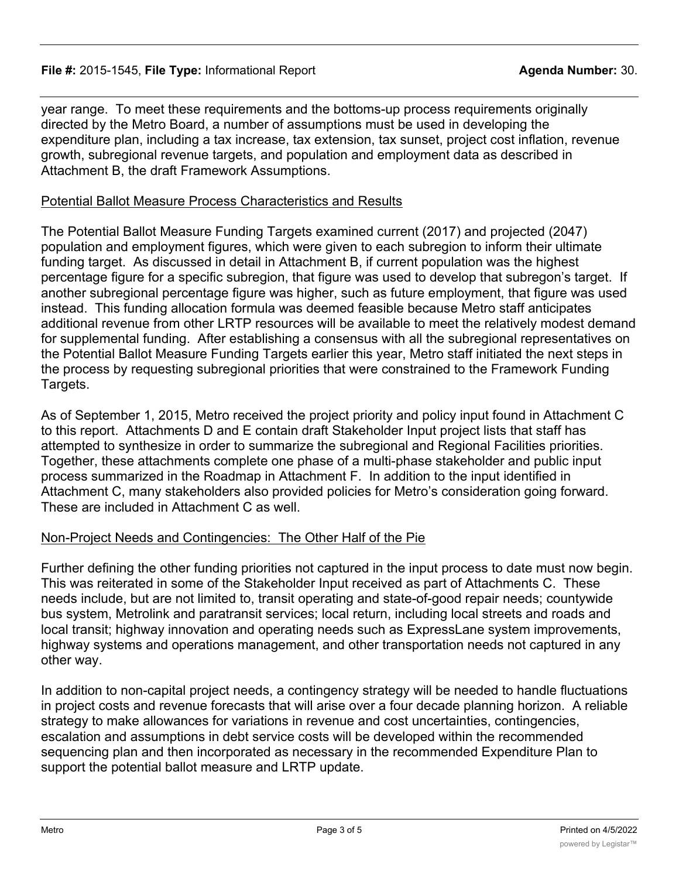year range. To meet these requirements and the bottoms-up process requirements originally directed by the Metro Board, a number of assumptions must be used in developing the expenditure plan, including a tax increase, tax extension, tax sunset, project cost inflation, revenue growth, subregional revenue targets, and population and employment data as described in Attachment B, the draft Framework Assumptions.

Potential Ballot Measure Process Characteristics and Results

The Potential Ballot Measure Funding Targets examined current (2017) and projected (2047) population and employment figures, which were given to each subregion to inform their ultimate funding target. As discussed in detail in Attachment B, if current population was the highest percentage figure for a specific subregion, that figure was used to develop that subregon's target. If another subregional percentage figure was higher, such as future employment, that figure was used instead. This funding allocation formula was deemed feasible because Metro staff anticipates additional revenue from other LRTP resources will be available to meet the relatively modest demand for supplemental funding. After establishing a consensus with all the subregional representatives on the Potential Ballot Measure Funding Targets earlier this year, Metro staff initiated the next steps in the process by requesting subregional priorities that were constrained to the Framework Funding Targets.

As of September 1, 2015, Metro received the project priority and policy input found in Attachment C to this report. Attachments D and E contain draft Stakeholder Input project lists that staff has attempted to synthesize in order to summarize the subregional and Regional Facilities priorities. Together, these attachments complete one phase of a multi-phase stakeholder and public input process summarized in the Roadmap in Attachment F. In addition to the input identified in Attachment C, many stakeholders also provided policies for Metro's consideration going forward. These are included in Attachment C as well.

Non-Project Needs and Contingencies: The Other Half of the Pie

Further defining the other funding priorities not captured in the input process to date must now begin. This was reiterated in some of the Stakeholder Input received as part of Attachments C. These needs include, but are not limited to, transit operating and state-of-good repair needs; countywide bus system, Metrolink and paratransit services; local return, including local streets and roads and local transit; highway innovation and operating needs such as ExpressLane system improvements, highway systems and operations management, and other transportation needs not captured in any other way.

In addition to non-capital project needs, a contingency strategy will be needed to handle fluctuations in project costs and revenue forecasts that will arise over a four decade planning horizon. A reliable strategy to make allowances for variations in revenue and cost uncertainties, contingencies, escalation and assumptions in debt service costs will be developed within the recommended sequencing plan and then incorporated as necessary in the recommended Expenditure Plan to support the potential ballot measure and LRTP update.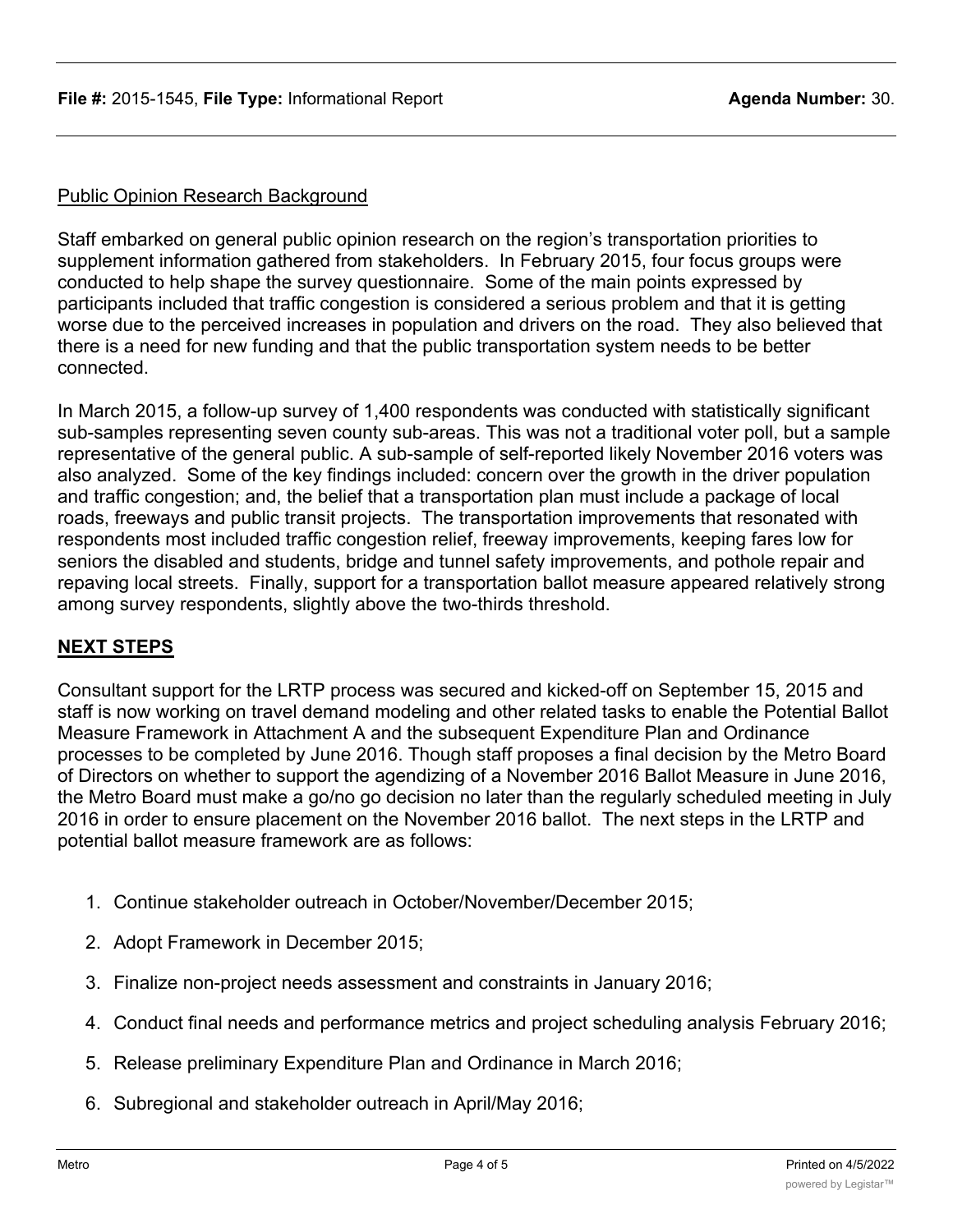Public Opinion Research Background

Staff embarked on general public opinion research on the region's transportation priorities to supplement information gathered from stakeholders. In February 2015, four focus groups were conducted to help shape the survey questionnaire. Some of the main points expressed by participants included that traffic congestion is considered a serious problem and that it is getting worse due to the perceived increases in population and drivers on the road. They also believed that there is a need for new funding and that the public transportation system needs to be better connected.

In March 2015, a follow-up survey of 1,400 respondents was conducted with statistically significant sub-samples representing seven county sub-areas. This was not a traditional voter poll, but a sample representative of the general public. A sub-sample of self-reported likely November 2016 voters was also analyzed. Some of the key findings included: concern over the growth in the driver population and traffic congestion; and, the belief that a transportation plan must include a package of local roads, freeways and public transit projects. The transportation improvements that resonated with respondents most included traffic congestion relief, freeway improvements, keeping fares low for seniors the disabled and students, bridge and tunnel safety improvements, and pothole repair and repaving local streets. Finally, support for a transportation ballot measure appeared relatively strong among survey respondents, slightly above the two-thirds threshold.

## NEXT STEPS

Consultant support for the LRTP process was secured and kicked-off on September 15, 2015 and staff is now working on travel demand modeling and other related tasks to enable the Potential Ballot Measure Framework in Attachment A and the subsequent Expenditure Plan and Ordinance processes to be completed by June 2016. Though staff proposes a final decision by the Metro Board of Directors on whether to support the agendizing of a November 2016 Ballot Measure in June 2016, the Metro Board must make a go/no go decision no later than the regularly scheduled meeting in July 2016 in order to ensure placement on the November 2016 ballot. The next steps in the LRTP and potential ballot measure framework are as follows:

1. Continue stakeholder outreach in October/November/December 2015;
2. Adopt Framework in December 2015;
3. Finalize non-project needs assessment and constraints in January 2016;
4. Conduct final needs and performance metrics and project scheduling analysis February 2016;
5. Release preliminary Expenditure Plan and Ordinance in March 2016;
6. Subregional and stakeholder outreach in April/May 2016;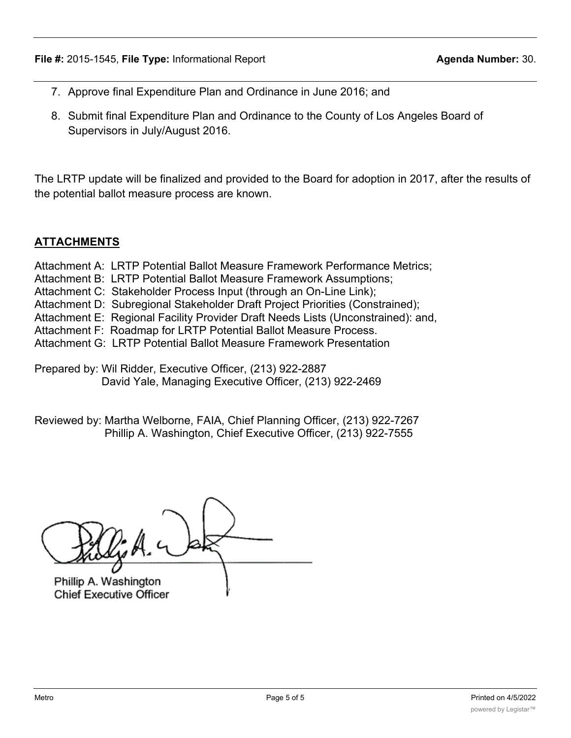7. Approve final Expenditure Plan and Ordinance in June 2016; and

8. Submit final Expenditure Plan and Ordinance to the County of Los Angeles Board of Supervisors in July/August 2016.

The LRTP update will be finalized and provided to the Board for adoption in 2017, after the results of the potential ballot measure process are known.

## ATTACHMENTS

Attachment A: LRTP Potential Ballot Measure Framework Performance Metrics;
Attachment B: LRTP Potential Ballot Measure Framework Assumptions;
Attachment C: Stakeholder Process Input (through an On-Line Link);
Attachment D: Subregional Stakeholder Draft Project Priorities (Constrained);
Attachment E: Regional Facility Provider Draft Needs Lists (Unconstrained): and,
Attachment F: Roadmap for LRTP Potential Ballot Measure Process.
Attachment G: LRTP Potential Ballot Measure Framework Presentation

Prepared by: Wil Ridder, Executive Officer, (213) 922-2887
David Yale, Managing Executive Officer, (213) 922-2469

Reviewed by: Martha Welborne, FAIA, Chief Planning Officer, (213) 922-7267
Phillip A. Washington, Chief Executive Officer, (213) 922-7555

Phillip A. Washington
Chief Executive Officer